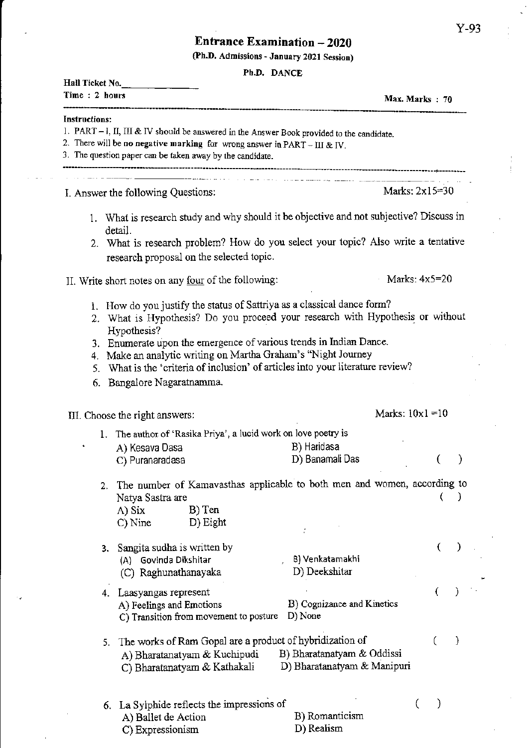Y-93

# Entrance Examination – 2020

**(Ph.D. Admissions - January 2021 Session)**

**Ph.D. DANCE**

**Hall Ticket No.**\_\_\_\_\_\_\_\_\_\_\_\_\_\_\_

**Time : 2 hours** **Max. Marks : 70**

---

**Instructions:**

1. PART – I, II, III & IV should be answered in the Answer Book provided to the candidate.
2. There will be **no negative marking** for wrong answer in PART – III & IV.
3. The question paper can be taken away by the candidate.

---

I. Answer the following Questions: Marks: 2x15=30

1. What is research study and why should it be objective and not subjective? Discuss in detail.
2. What is research problem? How do you select your topic? Also write a tentative research proposal on the selected topic.

II. Write short notes on any four of the following: Marks: 4x5=20

1. How do you justify the status of Sattriya as a classical dance form?
2. What is Hypothesis? Do you proceed your research with Hypothesis or without Hypothesis?
3. Enumerate upon the emergence of various trends in Indian Dance.
4. Make an analytic writing on Martha Graham's "Night Journey
5. What is the 'criteria of inclusion' of articles into your literature review?
6. Bangalore Nagaratnamma.

III. Choose the right answers: Marks: 10x1 =10

1. The author of 'Rasika Priya', a lucid work on love poetry is ( )
   A) Kesava Dasa B) Haridasa
   C) Puranaradasa D) Banamali Das

2. The number of Kamavasthas applicable to both men and women, according to Natya Sastra are ( )
   A) Six B) Ten
   C) Nine D) Eight

3. Sangita sudha is written by ( )
   (A) Govinda Dikshitar B) Venkatamakhi
   (C) Raghunathanayaka D) Deekshitar

4. Laasyangas represent ( )
   A) Feelings and Emotions B) Cognizance and Kinetics
   C) Transition from movement to posture D) None

5. The works of Ram Gopal are a product of hybridization of ( )
   A) Bharatanatyam & Kuchipudi B) Bharatanatyam & Oddissi
   C) Bharatanatyam & Kathakali D) Bharatanatyam & Manipuri

6. La Sylphide reflects the impressions of ( )
   A) Ballet de Action B) Romanticism
   C) Expressionism D) Realism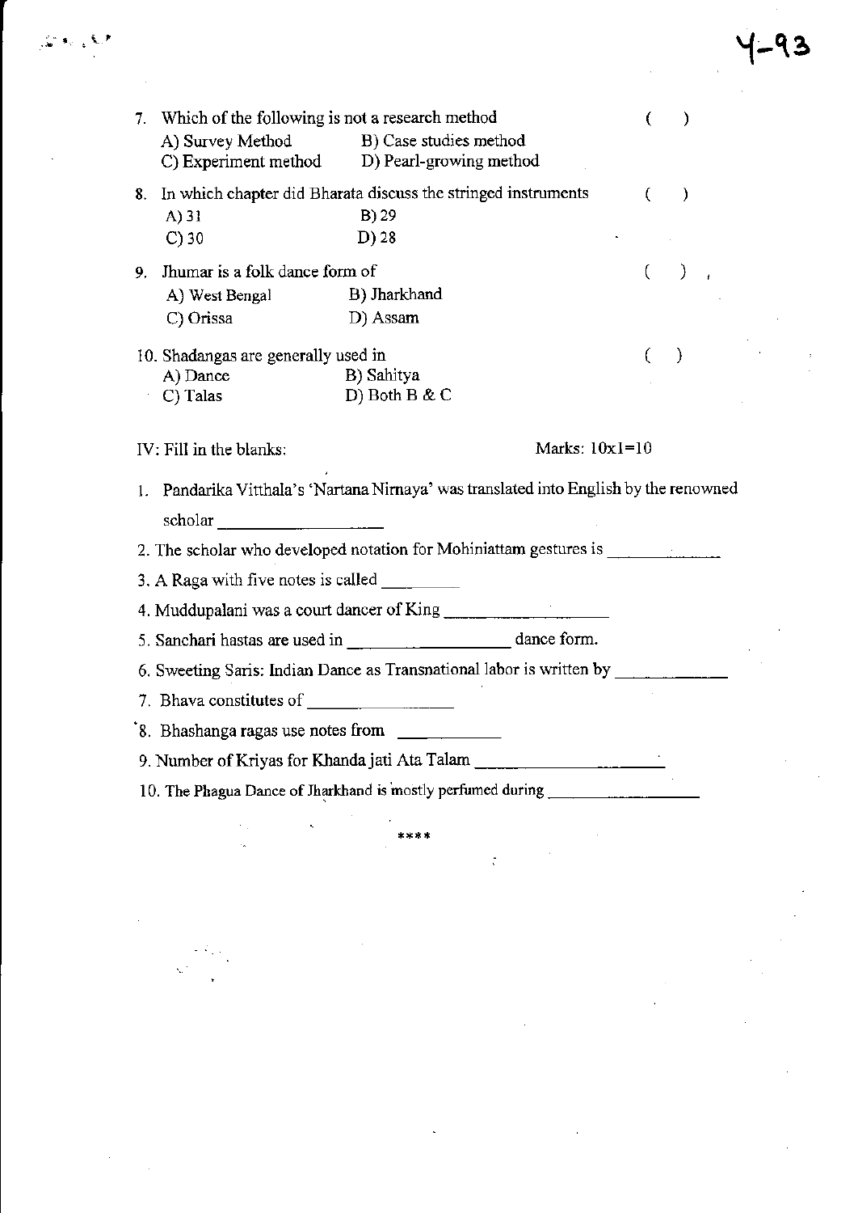7. Which of the following is not a research method ( )
   A) Survey Method B) Case studies method
   C) Experiment method D) Pearl-growing method

8. In which chapter did Bharata discuss the stringed instruments ( )
   A) 31 B) 29
   C) 30 D) 28

9. Jhumar is a folk dance form of ( )
   A) West Bengal B) Jharkhand
   C) Orissa D) Assam

10. Shadangas are generally used in ( )
    A) Dance B) Sahitya
    C) Talas D) Both B & C

IV: Fill in the blanks: Marks: 10x1=10

1. Pandarika Vitthala's 'Nartana Nirnaya' was translated into English by the renowned scholar ________________
2. The scholar who developed notation for Mohiniattam gestures is ____________
3. A Raga with five notes is called ________
4. Muddupalani was a court dancer of King ________________
5. Sanchari hastas are used in ________________ dance form.
6. Sweeting Saris: Indian Dance as Transnational labor is written by ____________
7. Bhava constitutes of ______________
8. Bhashanga ragas use notes from __________
9. Number of Kriyas for Khanda jati Ata Talam ____________________
10. The Phagua Dance of Jharkhand is mostly perfumed during ________________

\*\*\*\*